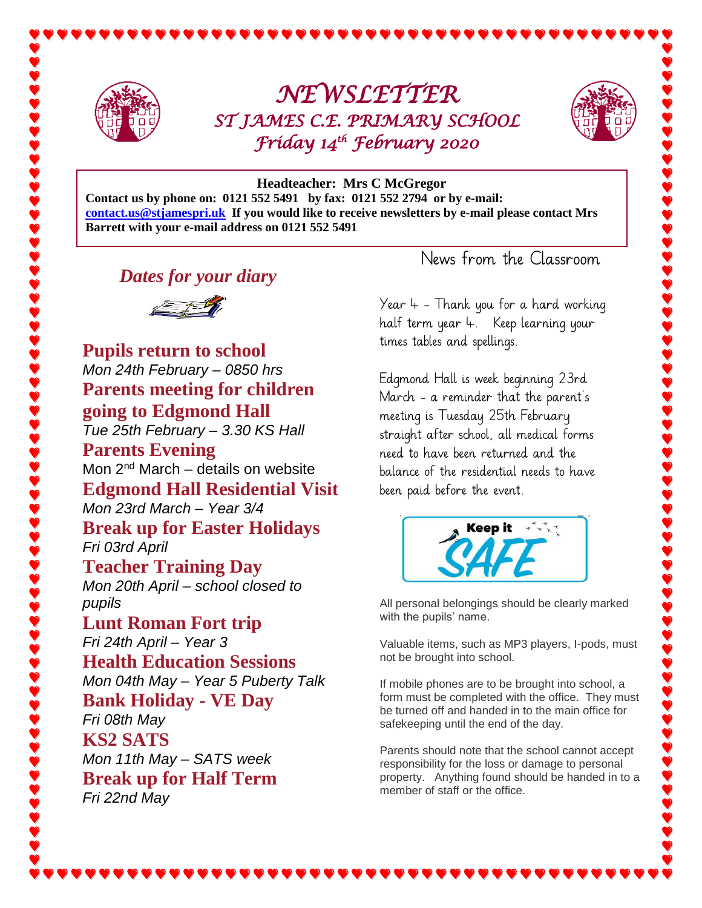# NEWSLETTER

## ST JAMES C.E. PRIMARY SCHOOL

### Friday 14th February 2020

**Headteacher: Mrs C McGregor**

**Contact us by phone on: 0121 552 5491 by fax: 0121 552 2794 or by e-mail: contact.us@stjamespri.uk If you would like to receive newsletters by e-mail please contact Mrs Barrett with your e-mail address on 0121 552 5491**

## *Dates for your diary*

**Pupils return to school**
*Mon 24th February – 0850 hrs*

**Parents meeting for children going to Edgmond Hall**
*Tue 25th February – 3.30 KS Hall*

**Parents Evening**
Mon 2nd March – details on website

**Edgmond Hall Residential Visit**
*Mon 23rd March – Year 3/4*

**Break up for Easter Holidays**
*Fri 03rd April*

**Teacher Training Day**
*Mon 20th April – school closed to pupils*

**Lunt Roman Fort trip**
*Fri 24th April – Year 3*

**Health Education Sessions**
*Mon 04th May – Year 5 Puberty Talk*

**Bank Holiday - VE Day**
*Fri 08th May*

**KS2 SATS**
*Mon 11th May – SATS week*

**Break up for Half Term**
*Fri 22nd May*

## News from the Classroom

Year 4 - Thank you for a hard working half term year 4. Keep learning your times tables and spellings.

Edgmond Hall is week beginning 23rd March - a reminder that the parent's meeting is Tuesday 25th February straight after school, all medical forms need to have been returned and the balance of the residential needs to have been paid before the event.

**Keep it SAFE**

All personal belongings should be clearly marked with the pupils' name.

Valuable items, such as MP3 players, I-pods, must not be brought into school.

If mobile phones are to be brought into school, a form must be completed with the office. They must be turned off and handed in to the main office for safekeeping until the end of the day.

Parents should note that the school cannot accept responsibility for the loss or damage to personal property. Anything found should be handed in to a member of staff or the office.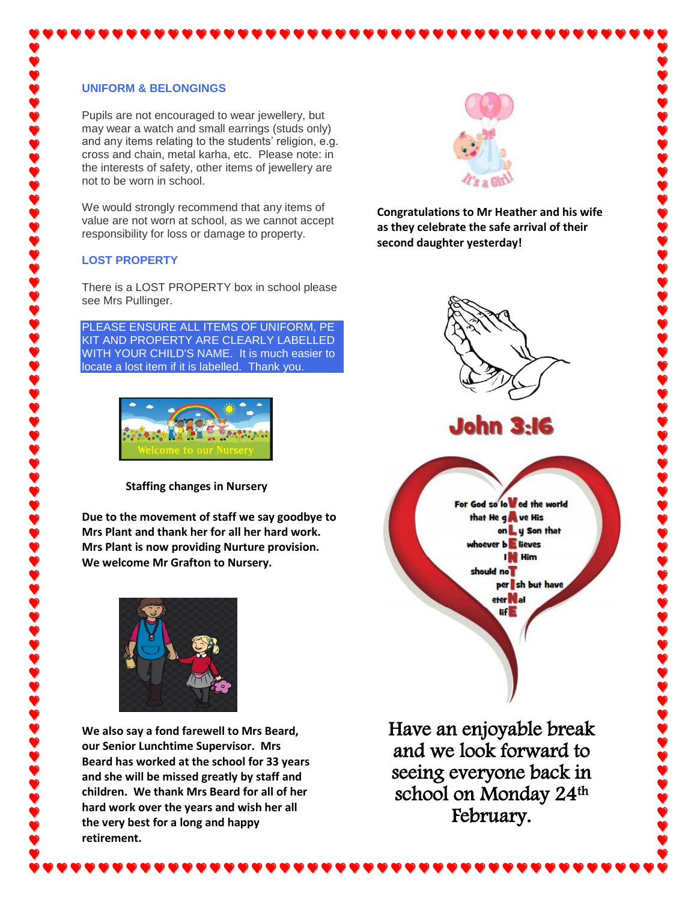## UNIFORM & BELONGINGS

Pupils are not encouraged to wear jewellery, but may wear a watch and small earrings (studs only) and any items relating to the students' religion, e.g. cross and chain, metal karha, etc. Please note: in the interests of safety, other items of jewellery are not to be worn in school.

We would strongly recommend that any items of value are not worn at school, as we cannot accept responsibility for loss or damage to property.

## LOST PROPERTY

There is a LOST PROPERTY box in school please see Mrs Pullinger.

PLEASE ENSURE ALL ITEMS OF UNIFORM, PE KIT AND PROPERTY ARE CLEARLY LABELLED WITH YOUR CHILD'S NAME. It is much easier to locate a lost item if it is labelled. Thank you.

Welcome to our Nursery

**Staffing changes in Nursery**

**Due to the movement of staff we say goodbye to Mrs Plant and thank her for all her hard work. Mrs Plant is now providing Nurture provision. We welcome Mr Grafton to Nursery.**

**We also say a fond farewell to Mrs Beard, our Senior Lunchtime Supervisor. Mrs Beard has worked at the school for 33 years and she will be missed greatly by staff and children. We thank Mrs Beard for all of her hard work over the years and wish her all the very best for a long and happy retirement.**

It's a Girl!

**Congratulations to Mr Heather and his wife as they celebrate the safe arrival of their second daughter yesterday!**

John 3:16

For God so loVed the world
that He gAve His
onLy Son that
whoever bElieves
iN Him
should noT
perIsh but have
eterNal
lifE

Have an enjoyable break and we look forward to seeing everyone back in school on Monday 24th February.